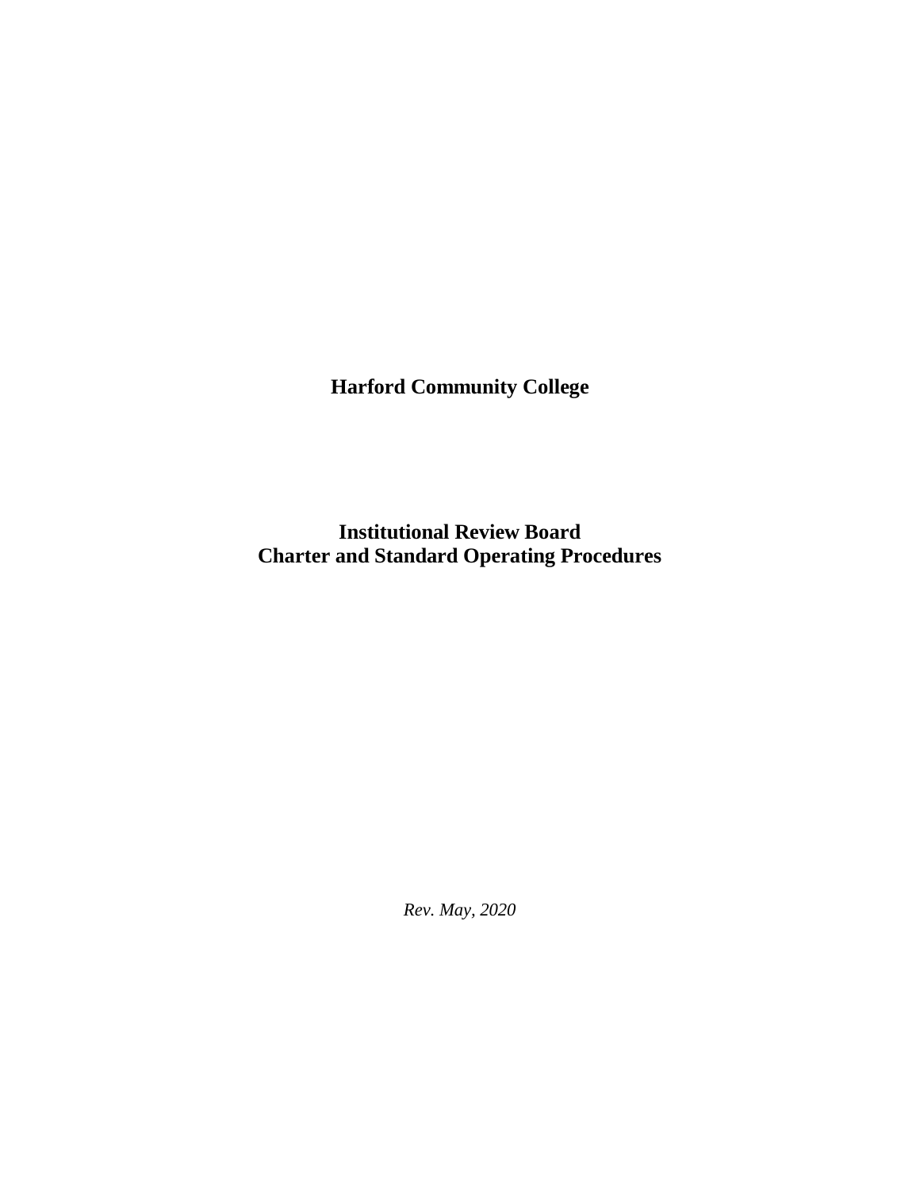**Harford Community College**

**Institutional Review Board**
**Charter and Standard Operating Procedures**

*Rev. May, 2020*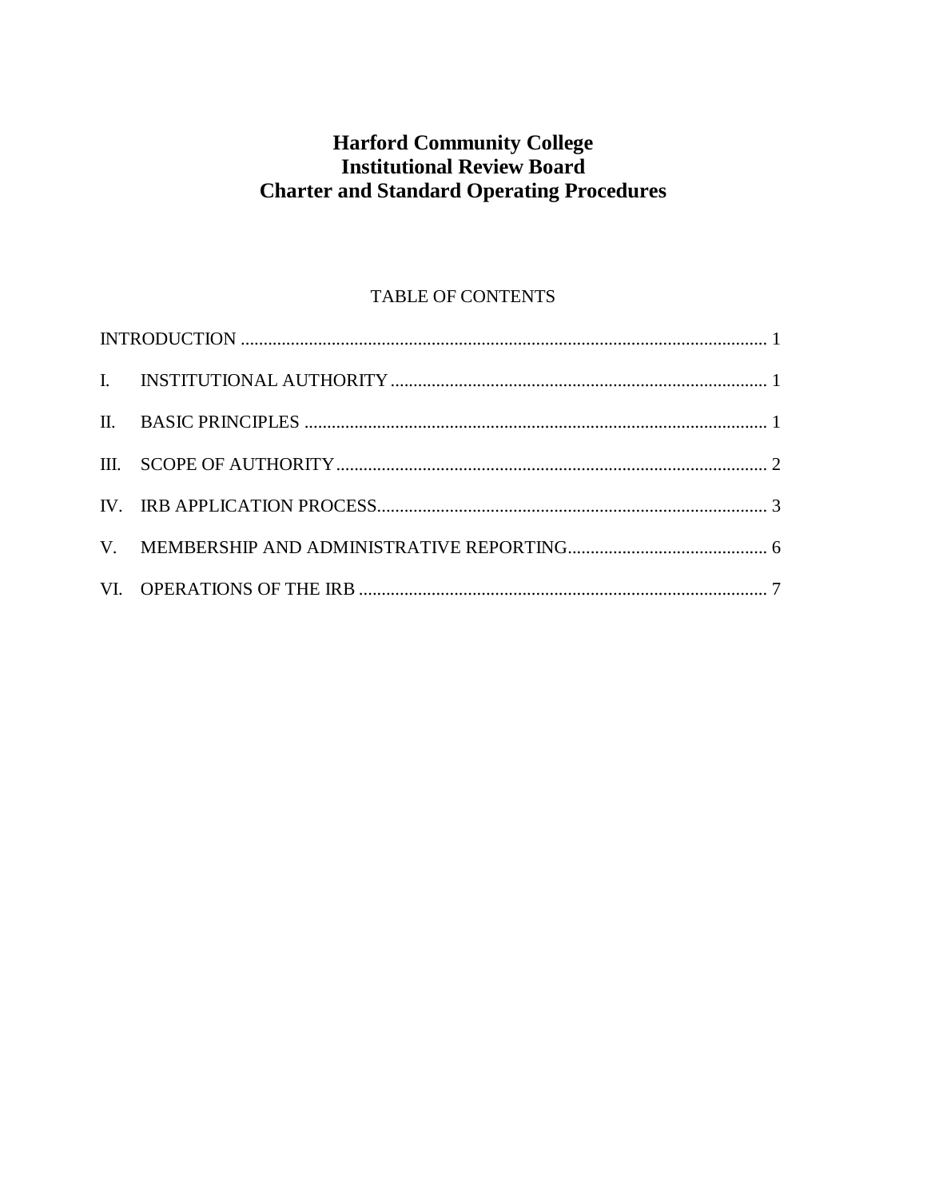# Harford Community College
# Institutional Review Board
# Charter and Standard Operating Procedures

TABLE OF CONTENTS

INTRODUCTION .................................................................................................................... 1

I. INSTITUTIONAL AUTHORITY ................................................................................... 1

II. BASIC PRINCIPLES ....................................................................................................... 1

III. SCOPE OF AUTHORITY ............................................................................................... 2

IV. IRB APPLICATION PROCESS ...................................................................................... 3

V. MEMBERSHIP AND ADMINISTRATIVE REPORTING ............................................. 6

VI. OPERATIONS OF THE IRB ........................................................................................... 7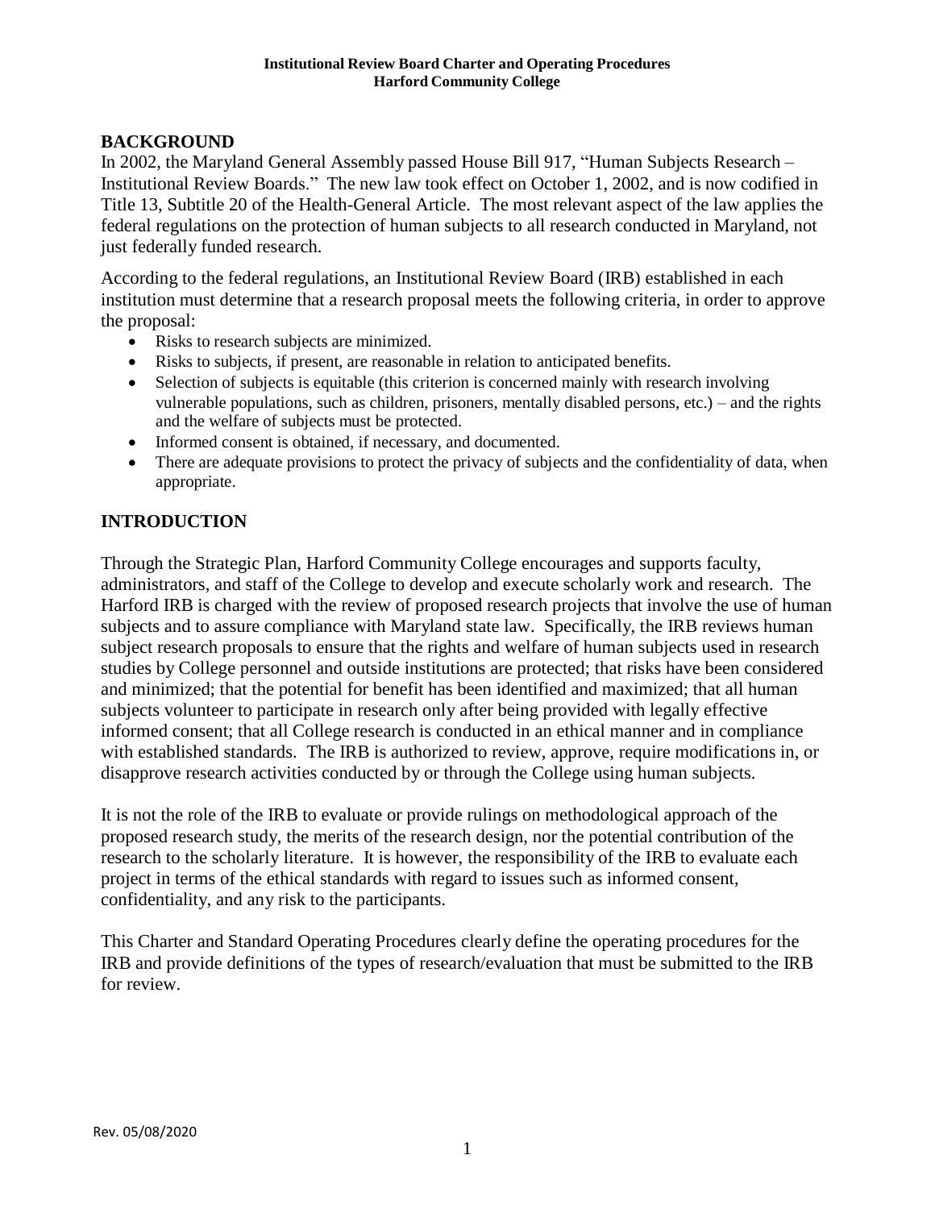## BACKGROUND

In 2002, the Maryland General Assembly passed House Bill 917, "Human Subjects Research – Institutional Review Boards." The new law took effect on October 1, 2002, and is now codified in Title 13, Subtitle 20 of the Health-General Article. The most relevant aspect of the law applies the federal regulations on the protection of human subjects to all research conducted in Maryland, not just federally funded research.

According to the federal regulations, an Institutional Review Board (IRB) established in each institution must determine that a research proposal meets the following criteria, in order to approve the proposal:

- Risks to research subjects are minimized.
- Risks to subjects, if present, are reasonable in relation to anticipated benefits.
- Selection of subjects is equitable (this criterion is concerned mainly with research involving vulnerable populations, such as children, prisoners, mentally disabled persons, etc.) – and the rights and the welfare of subjects must be protected.
- Informed consent is obtained, if necessary, and documented.
- There are adequate provisions to protect the privacy of subjects and the confidentiality of data, when appropriate.

## INTRODUCTION

Through the Strategic Plan, Harford Community College encourages and supports faculty, administrators, and staff of the College to develop and execute scholarly work and research. The Harford IRB is charged with the review of proposed research projects that involve the use of human subjects and to assure compliance with Maryland state law. Specifically, the IRB reviews human subject research proposals to ensure that the rights and welfare of human subjects used in research studies by College personnel and outside institutions are protected; that risks have been considered and minimized; that the potential for benefit has been identified and maximized; that all human subjects volunteer to participate in research only after being provided with legally effective informed consent; that all College research is conducted in an ethical manner and in compliance with established standards. The IRB is authorized to review, approve, require modifications in, or disapprove research activities conducted by or through the College using human subjects.

It is not the role of the IRB to evaluate or provide rulings on methodological approach of the proposed research study, the merits of the research design, nor the potential contribution of the research to the scholarly literature. It is however, the responsibility of the IRB to evaluate each project in terms of the ethical standards with regard to issues such as informed consent, confidentiality, and any risk to the participants.

This Charter and Standard Operating Procedures clearly define the operating procedures for the IRB and provide definitions of the types of research/evaluation that must be submitted to the IRB for review.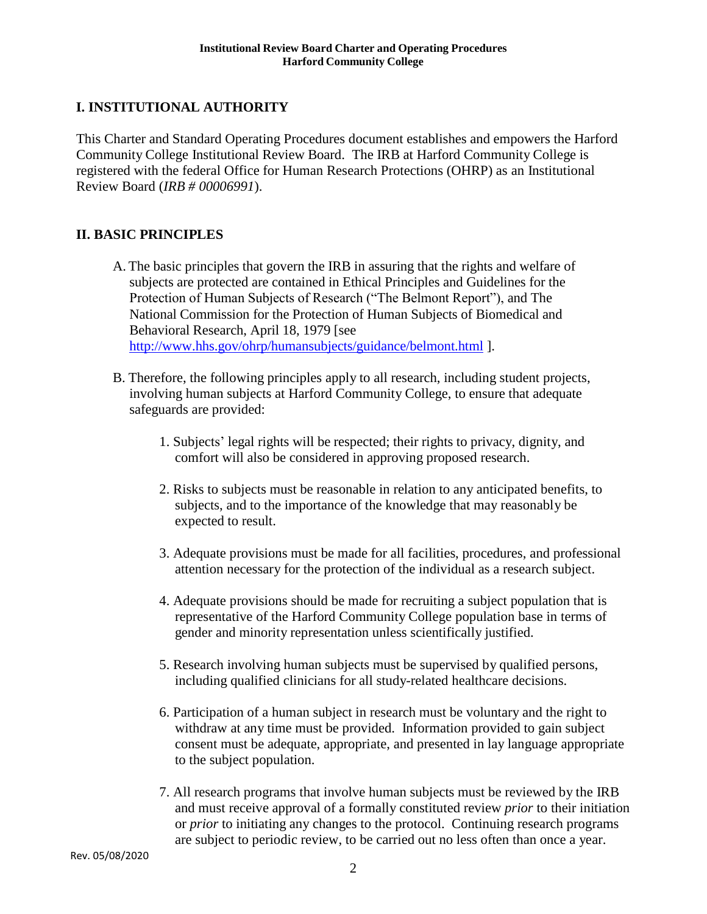## I. INSTITUTIONAL AUTHORITY

This Charter and Standard Operating Procedures document establishes and empowers the Harford Community College Institutional Review Board. The IRB at Harford Community College is registered with the federal Office for Human Research Protections (OHRP) as an Institutional Review Board (*IRB # 00006991*).

## II. BASIC PRINCIPLES

A. The basic principles that govern the IRB in assuring that the rights and welfare of subjects are protected are contained in Ethical Principles and Guidelines for the Protection of Human Subjects of Research ("The Belmont Report"), and The National Commission for the Protection of Human Subjects of Biomedical and Behavioral Research, April 18, 1979 [see http://www.hhs.gov/ohrp/humansubjects/guidance/belmont.html ].

B. Therefore, the following principles apply to all research, including student projects, involving human subjects at Harford Community College, to ensure that adequate safeguards are provided:

1. Subjects' legal rights will be respected; their rights to privacy, dignity, and comfort will also be considered in approving proposed research.

2. Risks to subjects must be reasonable in relation to any anticipated benefits, to subjects, and to the importance of the knowledge that may reasonably be expected to result.

3. Adequate provisions must be made for all facilities, procedures, and professional attention necessary for the protection of the individual as a research subject.

4. Adequate provisions should be made for recruiting a subject population that is representative of the Harford Community College population base in terms of gender and minority representation unless scientifically justified.

5. Research involving human subjects must be supervised by qualified persons, including qualified clinicians for all study-related healthcare decisions.

6. Participation of a human subject in research must be voluntary and the right to withdraw at any time must be provided. Information provided to gain subject consent must be adequate, appropriate, and presented in lay language appropriate to the subject population.

7. All research programs that involve human subjects must be reviewed by the IRB and must receive approval of a formally constituted review *prior* to their initiation or *prior* to initiating any changes to the protocol. Continuing research programs are subject to periodic review, to be carried out no less often than once a year.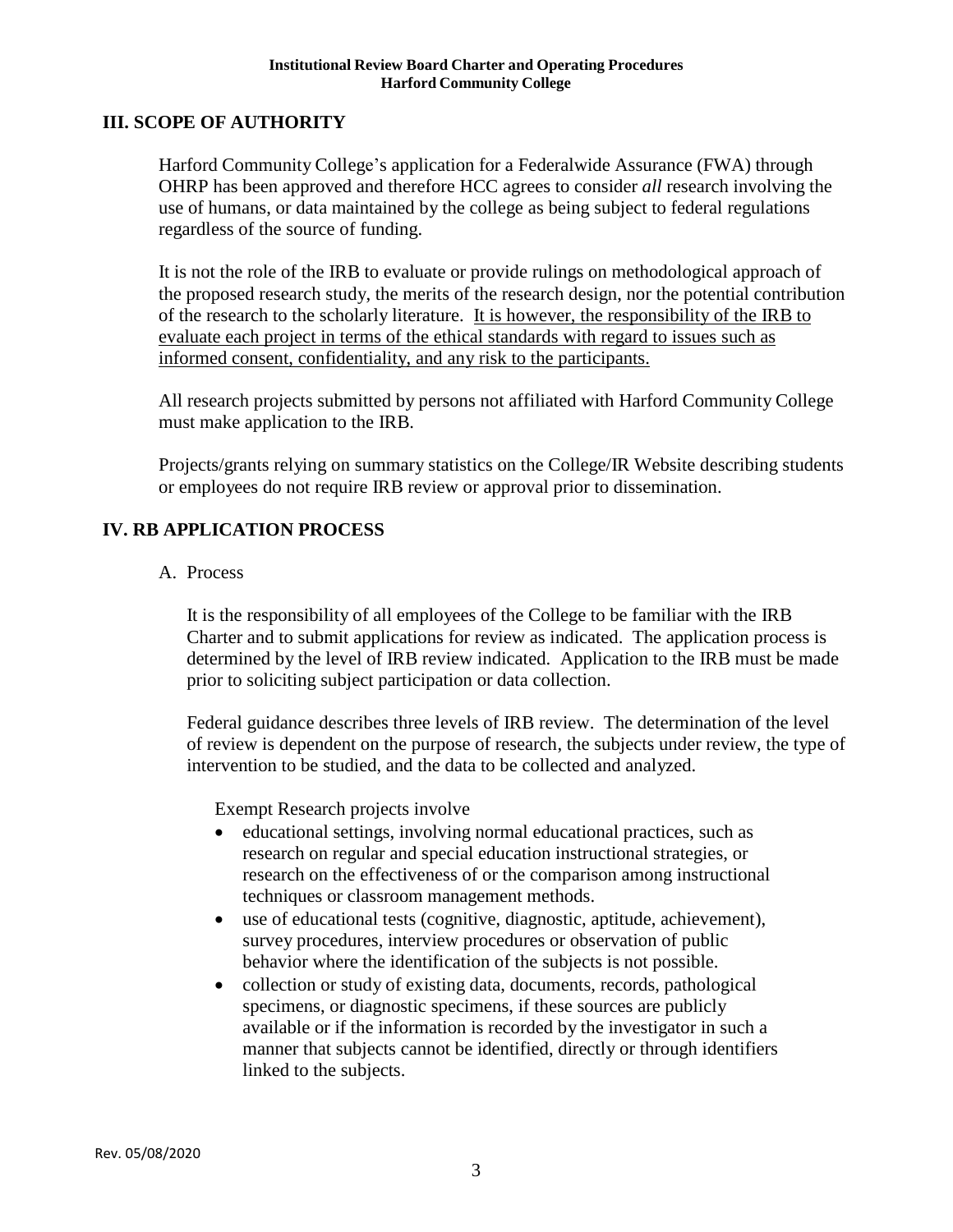## III. SCOPE OF AUTHORITY

Harford Community College's application for a Federalwide Assurance (FWA) through OHRP has been approved and therefore HCC agrees to consider *all* research involving the use of humans, or data maintained by the college as being subject to federal regulations regardless of the source of funding.

It is not the role of the IRB to evaluate or provide rulings on methodological approach of the proposed research study, the merits of the research design, nor the potential contribution of the research to the scholarly literature. <u>It is however, the responsibility of the IRB to evaluate each project in terms of the ethical standards with regard to issues such as informed consent, confidentiality, and any risk to the participants.</u>

All research projects submitted by persons not affiliated with Harford Community College must make application to the IRB.

Projects/grants relying on summary statistics on the College/IR Website describing students or employees do not require IRB review or approval prior to dissemination.

## IV. RB APPLICATION PROCESS

A. Process

It is the responsibility of all employees of the College to be familiar with the IRB Charter and to submit applications for review as indicated. The application process is determined by the level of IRB review indicated. Application to the IRB must be made prior to soliciting subject participation or data collection.

Federal guidance describes three levels of IRB review. The determination of the level of review is dependent on the purpose of research, the subjects under review, the type of intervention to be studied, and the data to be collected and analyzed.

Exempt Research projects involve

- educational settings, involving normal educational practices, such as research on regular and special education instructional strategies, or research on the effectiveness of or the comparison among instructional techniques or classroom management methods.
- use of educational tests (cognitive, diagnostic, aptitude, achievement), survey procedures, interview procedures or observation of public behavior where the identification of the subjects is not possible.
- collection or study of existing data, documents, records, pathological specimens, or diagnostic specimens, if these sources are publicly available or if the information is recorded by the investigator in such a manner that subjects cannot be identified, directly or through identifiers linked to the subjects.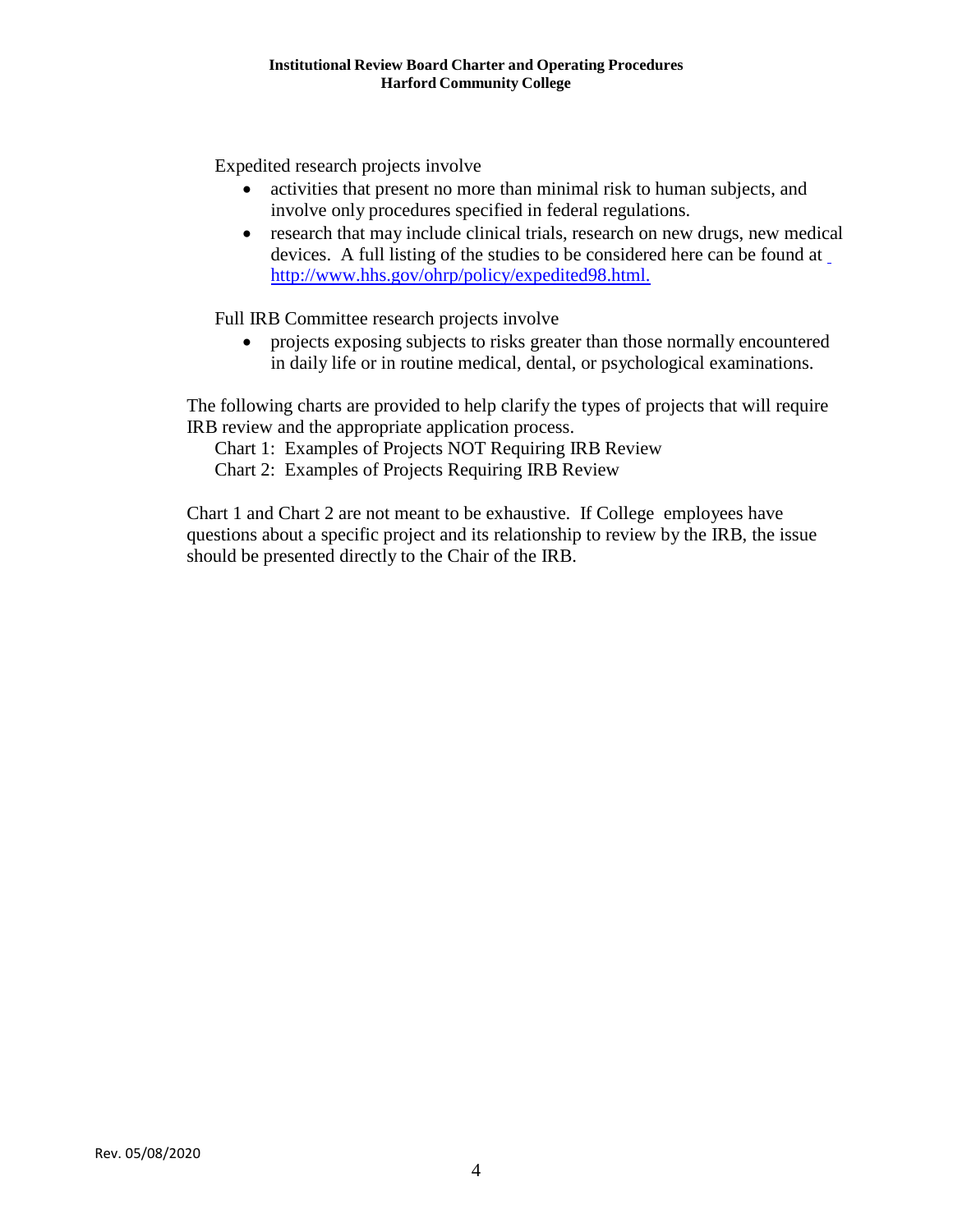Expedited research projects involve

- activities that present no more than minimal risk to human subjects, and involve only procedures specified in federal regulations.
- research that may include clinical trials, research on new drugs, new medical devices. A full listing of the studies to be considered here can be found at http://www.hhs.gov/ohrp/policy/expedited98.html.

Full IRB Committee research projects involve

- projects exposing subjects to risks greater than those normally encountered in daily life or in routine medical, dental, or psychological examinations.

The following charts are provided to help clarify the types of projects that will require IRB review and the appropriate application process.

Chart 1: Examples of Projects NOT Requiring IRB Review
Chart 2: Examples of Projects Requiring IRB Review

Chart 1 and Chart 2 are not meant to be exhaustive. If College employees have questions about a specific project and its relationship to review by the IRB, the issue should be presented directly to the Chair of the IRB.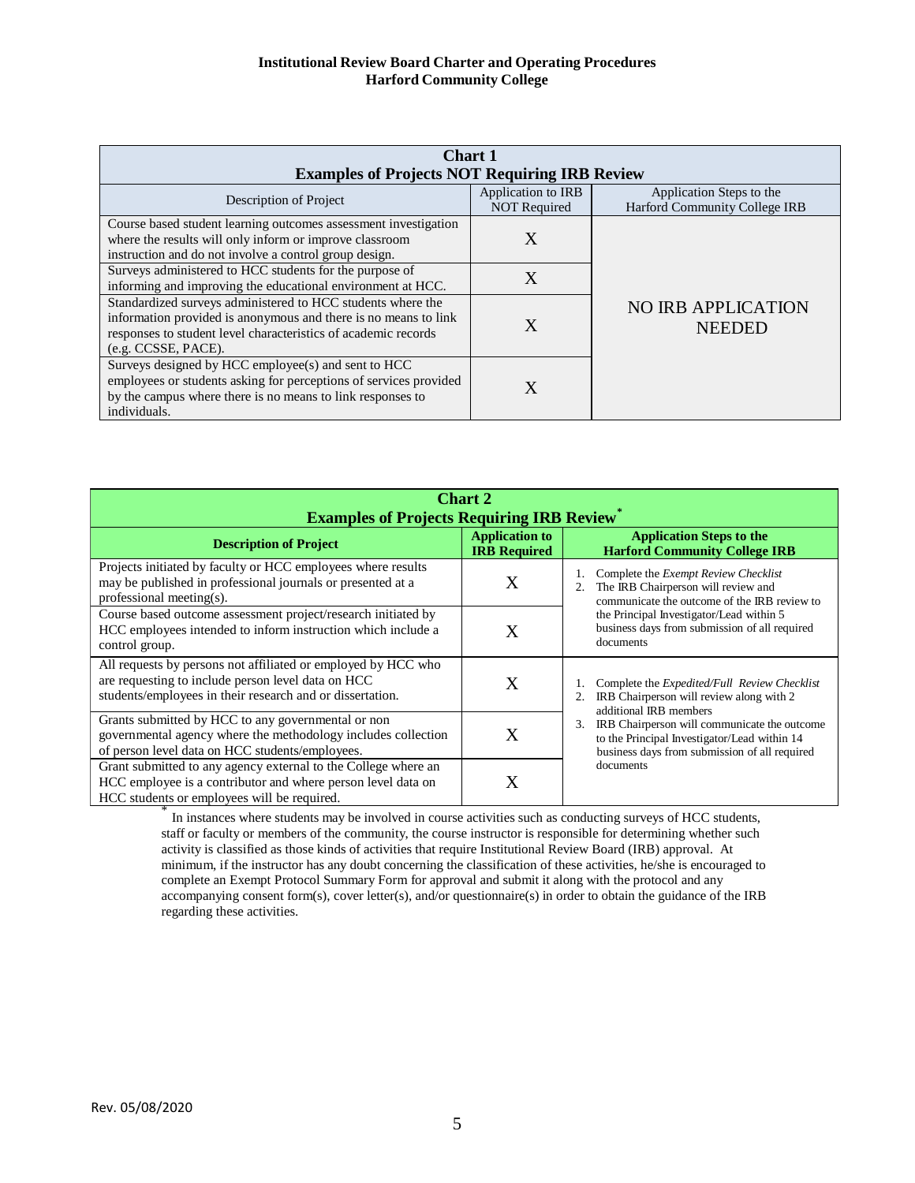| Chart 1<br>Examples of Projects NOT Requiring IRB Review | | |
|---|---|---|
| Description of Project | Application to IRB NOT Required | Application Steps to the Harford Community College IRB |
| Course based student learning outcomes assessment investigation where the results will only inform or improve classroom instruction and do not involve a control group design. | X | NO IRB APPLICATION NEEDED |
| Surveys administered to HCC students for the purpose of informing and improving the educational environment at HCC. | X | |
| Standardized surveys administered to HCC students where the information provided is anonymous and there is no means to link responses to student level characteristics of academic records (e.g. CCSSE, PACE). | X | |
| Surveys designed by HCC employee(s) and sent to HCC employees or students asking for perceptions of services provided by the campus where there is no means to link responses to individuals. | X | |

| Chart 2<br>Examples of Projects Requiring IRB Review* | | |
|---|---|---|
| **Description of Project** | **Application to IRB Required** | **Application Steps to the Harford Community College IRB** |
| Projects initiated by faculty or HCC employees where results may be published in professional journals or presented at a professional meeting(s). | X | 1. Complete the *Exempt Review Checklist*<br>2. The IRB Chairperson will review and communicate the outcome of the IRB review to the Principal Investigator/Lead within 5 business days from submission of all required documents |
| Course based outcome assessment project/research initiated by HCC employees intended to inform instruction which include a control group. | X | |
| All requests by persons not affiliated or employed by HCC who are requesting to include person level data on HCC students/employees in their research and or dissertation. | X | 1. Complete the *Expedited/Full Review Checklist*<br>2. IRB Chairperson will review along with 2 additional IRB members<br>3. IRB Chairperson will communicate the outcome to the Principal Investigator/Lead within 14 business days from submission of all required documents |
| Grants submitted by HCC to any governmental or non governmental agency where the methodology includes collection of person level data on HCC students/employees. | X | |
| Grant submitted to any agency external to the College where an HCC employee is a contributor and where person level data on HCC students or employees will be required. | X | |

* In instances where students may be involved in course activities such as conducting surveys of HCC students, staff or faculty or members of the community, the course instructor is responsible for determining whether such activity is classified as those kinds of activities that require Institutional Review Board (IRB) approval. At minimum, if the instructor has any doubt concerning the classification of these activities, he/she is encouraged to complete an Exempt Protocol Summary Form for approval and submit it along with the protocol and any accompanying consent form(s), cover letter(s), and/or questionnaire(s) in order to obtain the guidance of the IRB regarding these activities.

Rev. 05/08/2020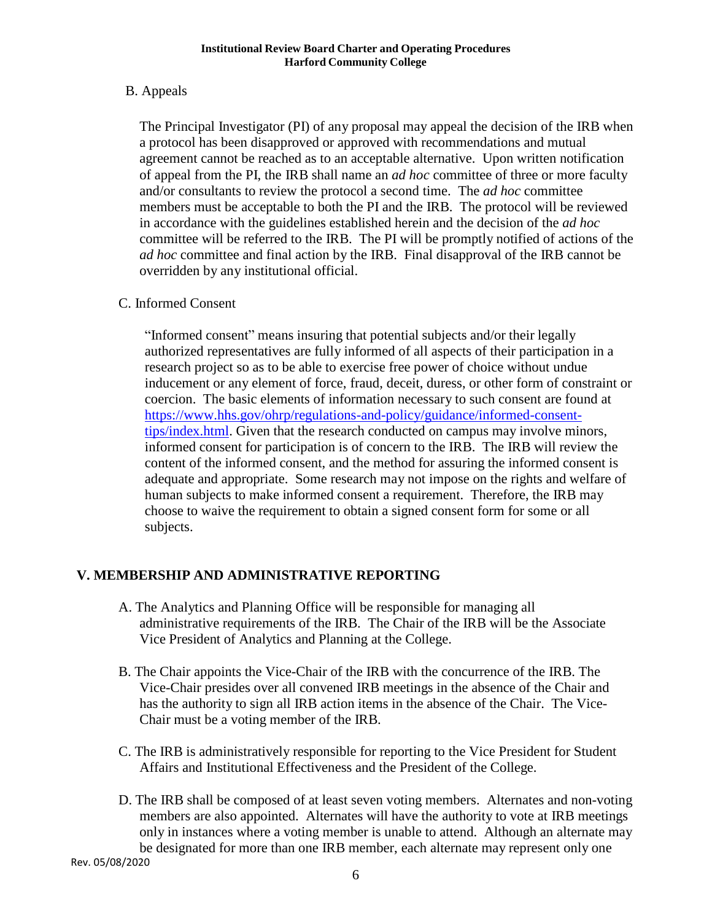B. Appeals

The Principal Investigator (PI) of any proposal may appeal the decision of the IRB when a protocol has been disapproved or approved with recommendations and mutual agreement cannot be reached as to an acceptable alternative. Upon written notification of appeal from the PI, the IRB shall name an *ad hoc* committee of three or more faculty and/or consultants to review the protocol a second time. The *ad hoc* committee members must be acceptable to both the PI and the IRB. The protocol will be reviewed in accordance with the guidelines established herein and the decision of the *ad hoc* committee will be referred to the IRB. The PI will be promptly notified of actions of the *ad hoc* committee and final action by the IRB. Final disapproval of the IRB cannot be overridden by any institutional official.

C. Informed Consent

"Informed consent" means insuring that potential subjects and/or their legally authorized representatives are fully informed of all aspects of their participation in a research project so as to be able to exercise free power of choice without undue inducement or any element of force, fraud, deceit, duress, or other form of constraint or coercion. The basic elements of information necessary to such consent are found at [https://www.hhs.gov/ohrp/regulations-and-policy/guidance/informed-consent-tips/index.html](https://www.hhs.gov/ohrp/regulations-and-policy/guidance/informed-consent-tips/index.html). Given that the research conducted on campus may involve minors, informed consent for participation is of concern to the IRB. The IRB will review the content of the informed consent, and the method for assuring the informed consent is adequate and appropriate. Some research may not impose on the rights and welfare of human subjects to make informed consent a requirement. Therefore, the IRB may choose to waive the requirement to obtain a signed consent form for some or all subjects.

## V. MEMBERSHIP AND ADMINISTRATIVE REPORTING

A. The Analytics and Planning Office will be responsible for managing all administrative requirements of the IRB. The Chair of the IRB will be the Associate Vice President of Analytics and Planning at the College.

B. The Chair appoints the Vice-Chair of the IRB with the concurrence of the IRB. The Vice-Chair presides over all convened IRB meetings in the absence of the Chair and has the authority to sign all IRB action items in the absence of the Chair. The Vice-Chair must be a voting member of the IRB.

C. The IRB is administratively responsible for reporting to the Vice President for Student Affairs and Institutional Effectiveness and the President of the College.

D. The IRB shall be composed of at least seven voting members. Alternates and non-voting members are also appointed. Alternates will have the authority to vote at IRB meetings only in instances where a voting member is unable to attend. Although an alternate may be designated for more than one IRB member, each alternate may represent only one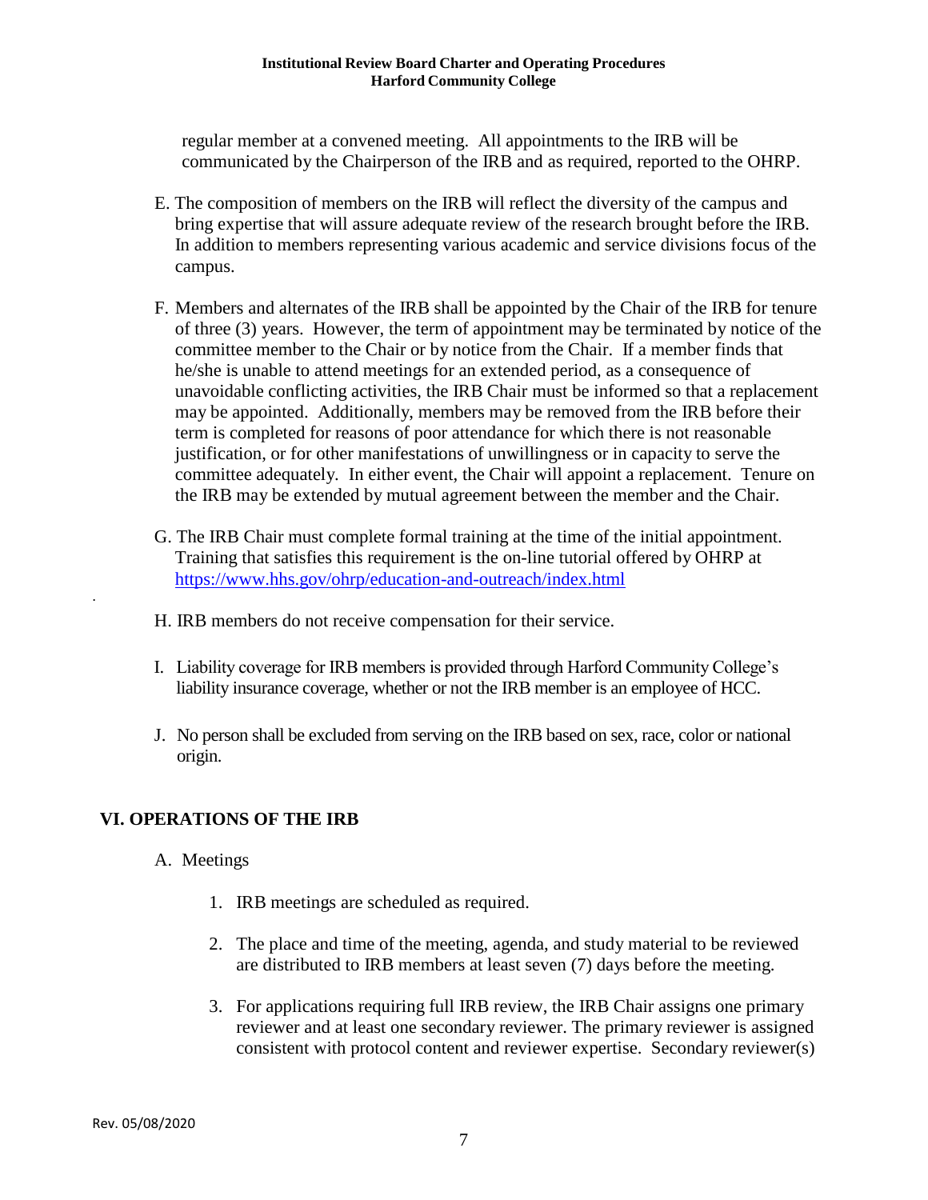regular member at a convened meeting. All appointments to the IRB will be communicated by the Chairperson of the IRB and as required, reported to the OHRP.

E. The composition of members on the IRB will reflect the diversity of the campus and bring expertise that will assure adequate review of the research brought before the IRB. In addition to members representing various academic and service divisions focus of the campus.

F. Members and alternates of the IRB shall be appointed by the Chair of the IRB for tenure of three (3) years. However, the term of appointment may be terminated by notice of the committee member to the Chair or by notice from the Chair. If a member finds that he/she is unable to attend meetings for an extended period, as a consequence of unavoidable conflicting activities, the IRB Chair must be informed so that a replacement may be appointed. Additionally, members may be removed from the IRB before their term is completed for reasons of poor attendance for which there is not reasonable justification, or for other manifestations of unwillingness or in capacity to serve the committee adequately. In either event, the Chair will appoint a replacement. Tenure on the IRB may be extended by mutual agreement between the member and the Chair.

G. The IRB Chair must complete formal training at the time of the initial appointment. Training that satisfies this requirement is the on-line tutorial offered by OHRP at [https://www.hhs.gov/ohrp/education-and-outreach/index.html](https://www.hhs.gov/ohrp/education-and-outreach/index.html)

H. IRB members do not receive compensation for their service.

I. Liability coverage for IRB members is provided through Harford Community College's liability insurance coverage, whether or not the IRB member is an employee of HCC.

J. No person shall be excluded from serving on the IRB based on sex, race, color or national origin.

## VI. OPERATIONS OF THE IRB

A. Meetings

1. IRB meetings are scheduled as required.

2. The place and time of the meeting, agenda, and study material to be reviewed are distributed to IRB members at least seven (7) days before the meeting.

3. For applications requiring full IRB review, the IRB Chair assigns one primary reviewer and at least one secondary reviewer. The primary reviewer is assigned consistent with protocol content and reviewer expertise. Secondary reviewer(s)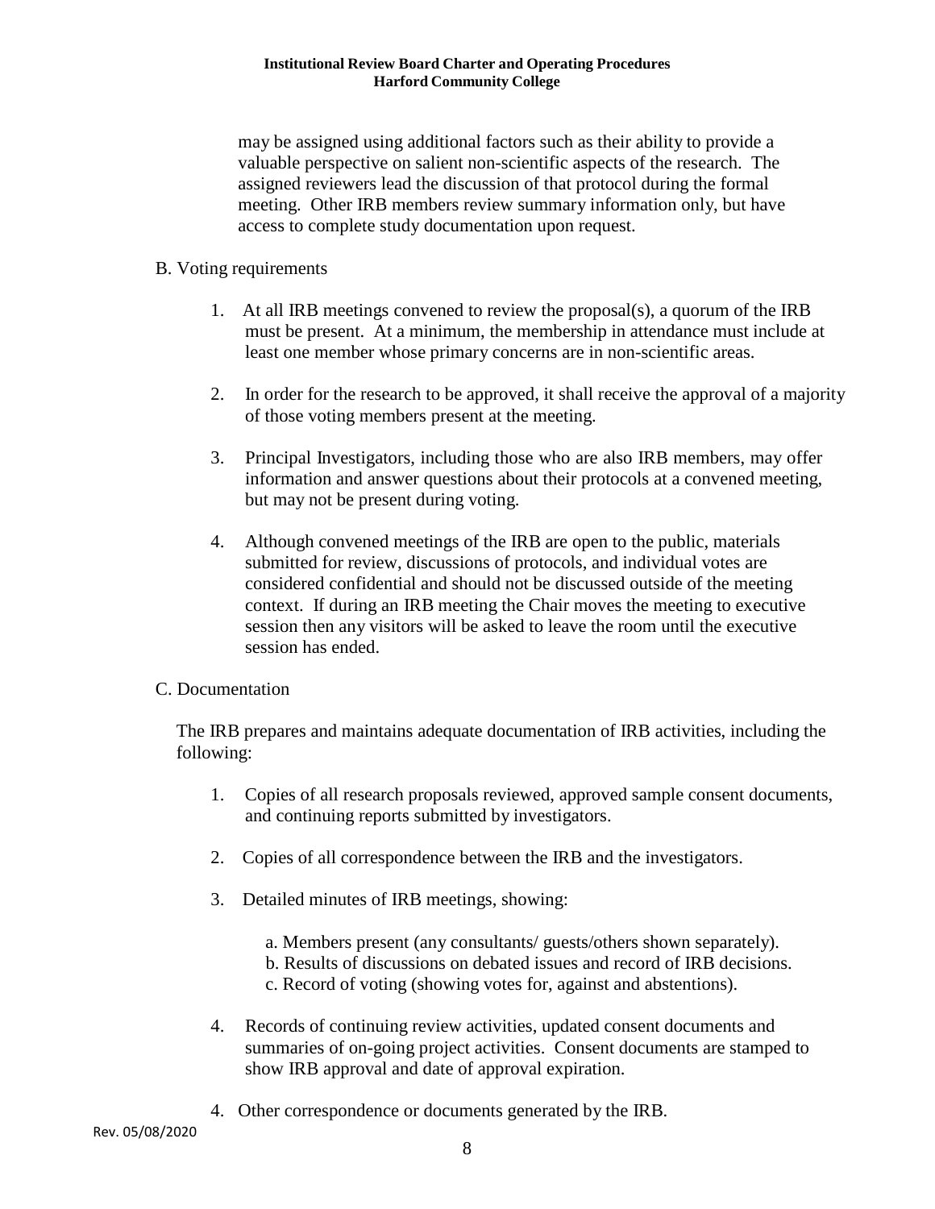may be assigned using additional factors such as their ability to provide a valuable perspective on salient non-scientific aspects of the research. The assigned reviewers lead the discussion of that protocol during the formal meeting. Other IRB members review summary information only, but have access to complete study documentation upon request.

B. Voting requirements

1. At all IRB meetings convened to review the proposal(s), a quorum of the IRB must be present. At a minimum, the membership in attendance must include at least one member whose primary concerns are in non-scientific areas.

2. In order for the research to be approved, it shall receive the approval of a majority of those voting members present at the meeting.

3. Principal Investigators, including those who are also IRB members, may offer information and answer questions about their protocols at a convened meeting, but may not be present during voting.

4. Although convened meetings of the IRB are open to the public, materials submitted for review, discussions of protocols, and individual votes are considered confidential and should not be discussed outside of the meeting context. If during an IRB meeting the Chair moves the meeting to executive session then any visitors will be asked to leave the room until the executive session has ended.

C. Documentation

The IRB prepares and maintains adequate documentation of IRB activities, including the following:

1. Copies of all research proposals reviewed, approved sample consent documents, and continuing reports submitted by investigators.

2. Copies of all correspondence between the IRB and the investigators.

3. Detailed minutes of IRB meetings, showing:

   a. Members present (any consultants/ guests/others shown separately).
   b. Results of discussions on debated issues and record of IRB decisions.
   c. Record of voting (showing votes for, against and abstentions).

4. Records of continuing review activities, updated consent documents and summaries of on-going project activities. Consent documents are stamped to show IRB approval and date of approval expiration.

4. Other correspondence or documents generated by the IRB.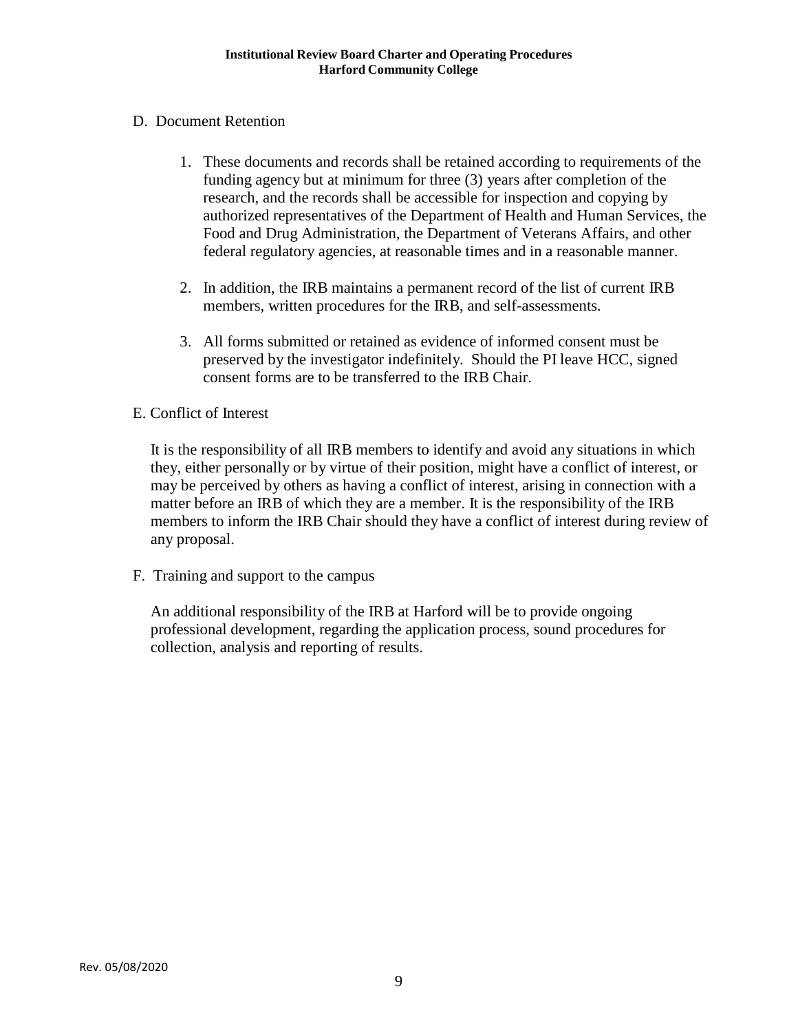## D. Document Retention

1. These documents and records shall be retained according to requirements of the funding agency but at minimum for three (3) years after completion of the research, and the records shall be accessible for inspection and copying by authorized representatives of the Department of Health and Human Services, the Food and Drug Administration, the Department of Veterans Affairs, and other federal regulatory agencies, at reasonable times and in a reasonable manner.

2. In addition, the IRB maintains a permanent record of the list of current IRB members, written procedures for the IRB, and self-assessments.

3. All forms submitted or retained as evidence of informed consent must be preserved by the investigator indefinitely. Should the PI leave HCC, signed consent forms are to be transferred to the IRB Chair.

## E. Conflict of Interest

It is the responsibility of all IRB members to identify and avoid any situations in which they, either personally or by virtue of their position, might have a conflict of interest, or may be perceived by others as having a conflict of interest, arising in connection with a matter before an IRB of which they are a member. It is the responsibility of the IRB members to inform the IRB Chair should they have a conflict of interest during review of any proposal.

## F. Training and support to the campus

An additional responsibility of the IRB at Harford will be to provide ongoing professional development, regarding the application process, sound procedures for collection, analysis and reporting of results.